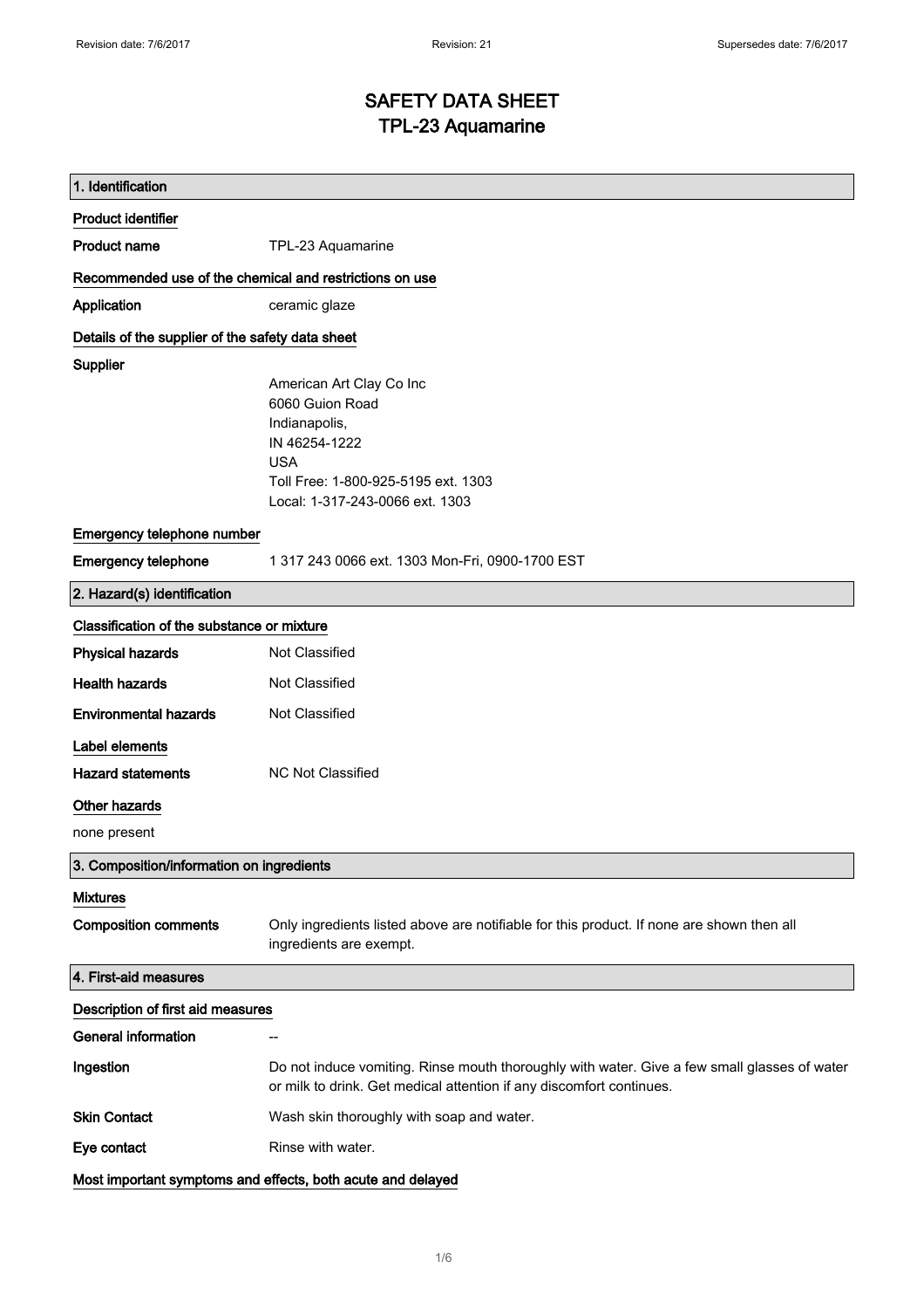# SAFETY DATA SHEET
# TPL-23 Aquamarine

## 1. Identification

### Product identifier

**Product name** TPL-23 Aquamarine

### Recommended use of the chemical and restrictions on use

**Application** ceramic glaze

### Details of the supplier of the safety data sheet

**Supplier**

American Art Clay Co Inc
6060 Guion Road
Indianapolis,
IN 46254-1222
USA
Toll Free: 1-800-925-5195 ext. 1303
Local: 1-317-243-0066 ext. 1303

### Emergency telephone number

**Emergency telephone** 1 317 243 0066 ext. 1303 Mon-Fri, 0900-1700 EST

## 2. Hazard(s) identification

### Classification of the substance or mixture

**Physical hazards** Not Classified

**Health hazards** Not Classified

**Environmental hazards** Not Classified

### Label elements

**Hazard statements** NC Not Classified

### Other hazards

none present

## 3. Composition/information on ingredients

### Mixtures

**Composition comments** Only ingredients listed above are notifiable for this product. If none are shown then all ingredients are exempt.

## 4. First-aid measures

### Description of first aid measures

**General information** --

**Ingestion** Do not induce vomiting. Rinse mouth thoroughly with water. Give a few small glasses of water or milk to drink. Get medical attention if any discomfort continues.

**Skin Contact** Wash skin thoroughly with soap and water.

**Eye contact** Rinse with water.

### Most important symptoms and effects, both acute and delayed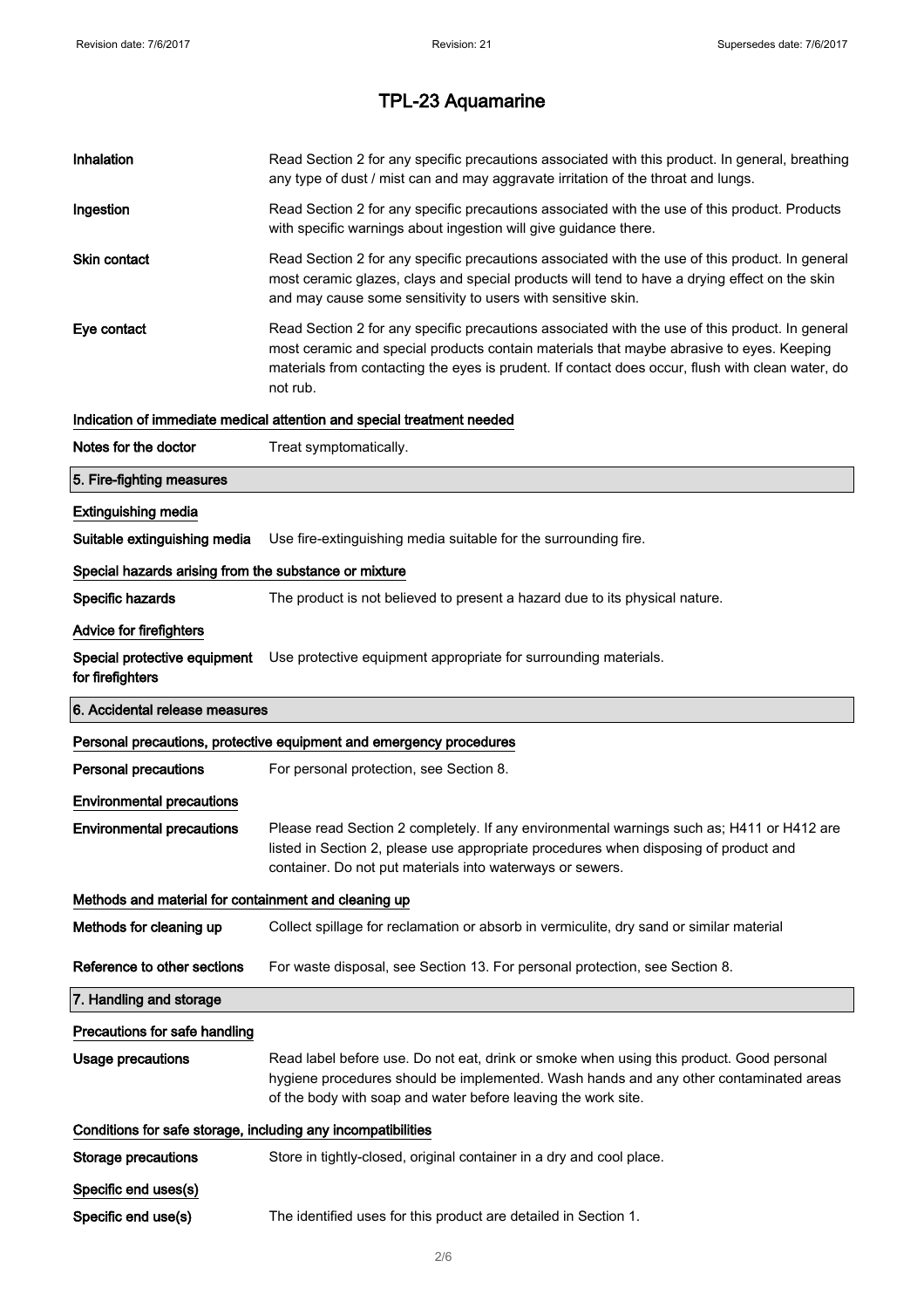# TPL-23 Aquamarine

**Inhalation** Read Section 2 for any specific precautions associated with this product. In general, breathing any type of dust / mist can and may aggravate irritation of the throat and lungs.

**Ingestion** Read Section 2 for any specific precautions associated with the use of this product. Products with specific warnings about ingestion will give guidance there.

**Skin contact** Read Section 2 for any specific precautions associated with the use of this product. In general most ceramic glazes, clays and special products will tend to have a drying effect on the skin and may cause some sensitivity to users with sensitive skin.

**Eye contact** Read Section 2 for any specific precautions associated with the use of this product. In general most ceramic and special products contain materials that maybe abrasive to eyes. Keeping materials from contacting the eyes is prudent. If contact does occur, flush with clean water, do not rub.

### Indication of immediate medical attention and special treatment needed

**Notes for the doctor** Treat symptomatically.

## 5. Fire-fighting measures

### Extinguishing media

**Suitable extinguishing media** Use fire-extinguishing media suitable for the surrounding fire.

### Special hazards arising from the substance or mixture

**Specific hazards** The product is not believed to present a hazard due to its physical nature.

### Advice for firefighters

**Special protective equipment for firefighters** Use protective equipment appropriate for surrounding materials.

## 6. Accidental release measures

### Personal precautions, protective equipment and emergency procedures

**Personal precautions** For personal protection, see Section 8.

### Environmental precautions

**Environmental precautions** Please read Section 2 completely. If any environmental warnings such as; H411 or H412 are listed in Section 2, please use appropriate procedures when disposing of product and container. Do not put materials into waterways or sewers.

### Methods and material for containment and cleaning up

**Methods for cleaning up** Collect spillage for reclamation or absorb in vermiculite, dry sand or similar material

**Reference to other sections** For waste disposal, see Section 13. For personal protection, see Section 8.

## 7. Handling and storage

### Precautions for safe handling

**Usage precautions** Read label before use. Do not eat, drink or smoke when using this product. Good personal hygiene procedures should be implemented. Wash hands and any other contaminated areas of the body with soap and water before leaving the work site.

### Conditions for safe storage, including any incompatibilities

**Storage precautions** Store in tightly-closed, original container in a dry and cool place.

### Specific end uses(s)

**Specific end use(s)** The identified uses for this product are detailed in Section 1.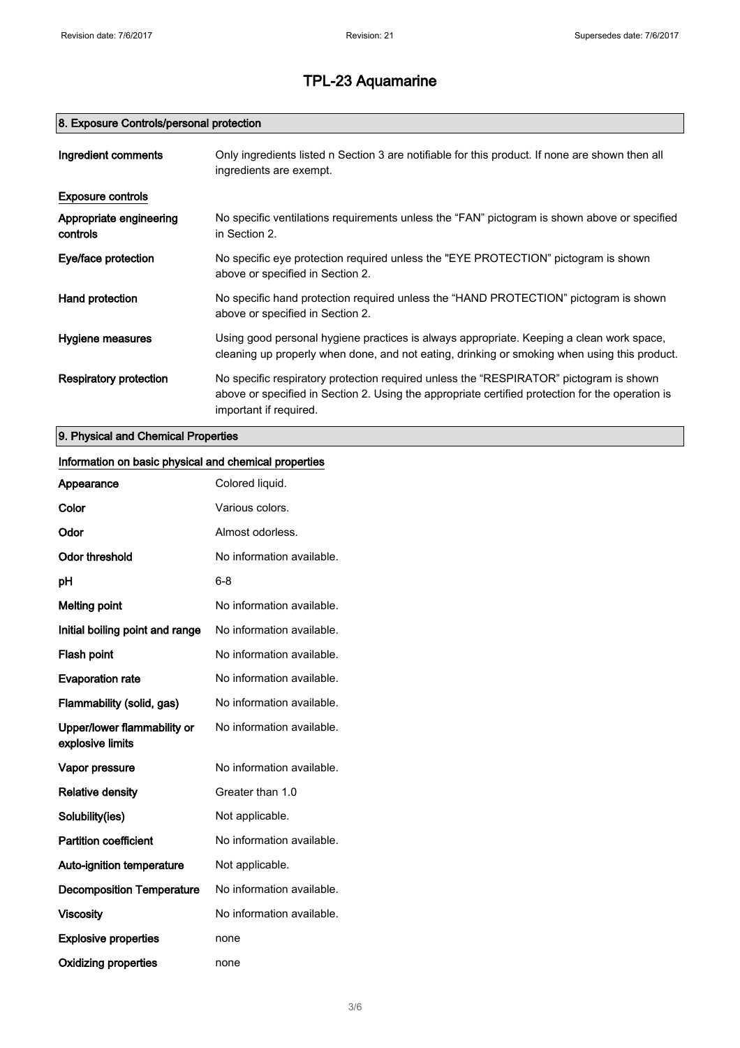# TPL-23 Aquamarine

## 8. Exposure Controls/personal protection

| | |
|---|---|
| **Ingredient comments** | Only ingredients listed n Section 3 are notifiable for this product. If none are shown then all ingredients are exempt. |

**Exposure controls**

| | |
|---|---|
| **Appropriate engineering controls** | No specific ventilations requirements unless the "FAN" pictogram is shown above or specified in Section 2. |
| **Eye/face protection** | No specific eye protection required unless the "EYE PROTECTION" pictogram is shown above or specified in Section 2. |
| **Hand protection** | No specific hand protection required unless the "HAND PROTECTION" pictogram is shown above or specified in Section 2. |
| **Hygiene measures** | Using good personal hygiene practices is always appropriate. Keeping a clean work space, cleaning up properly when done, and not eating, drinking or smoking when using this product. |
| **Respiratory protection** | No specific respiratory protection required unless the "RESPIRATOR" pictogram is shown above or specified in Section 2. Using the appropriate certified protection for the operation is important if required. |

## 9. Physical and Chemical Properties

**Information on basic physical and chemical properties**

| | |
|---|---|
| **Appearance** | Colored liquid. |
| **Color** | Various colors. |
| **Odor** | Almost odorless. |
| **Odor threshold** | No information available. |
| **pH** | 6-8 |
| **Melting point** | No information available. |
| **Initial boiling point and range** | No information available. |
| **Flash point** | No information available. |
| **Evaporation rate** | No information available. |
| **Flammability (solid, gas)** | No information available. |
| **Upper/lower flammability or explosive limits** | No information available. |
| **Vapor pressure** | No information available. |
| **Relative density** | Greater than 1.0 |
| **Solubility(ies)** | Not applicable. |
| **Partition coefficient** | No information available. |
| **Auto-ignition temperature** | Not applicable. |
| **Decomposition Temperature** | No information available. |
| **Viscosity** | No information available. |
| **Explosive properties** | none |
| **Oxidizing properties** | none |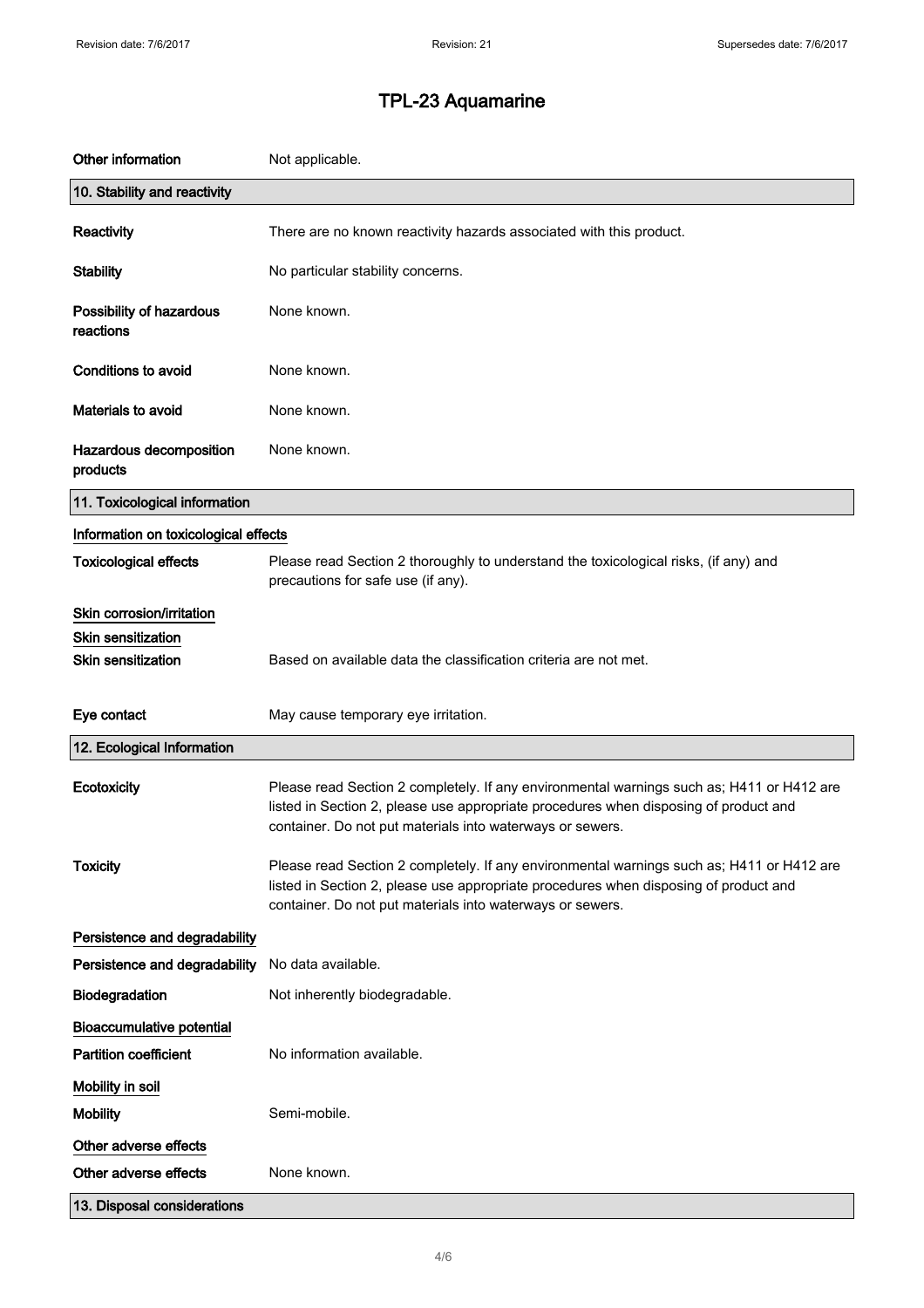# TPL-23 Aquamarine

| | |
|---|---|
| Other information | Not applicable. |

## 10. Stability and reactivity

| | |
|---|---|
| Reactivity | There are no known reactivity hazards associated with this product. |
| Stability | No particular stability concerns. |
| Possibility of hazardous reactions | None known. |
| Conditions to avoid | None known. |
| Materials to avoid | None known. |
| Hazardous decomposition products | None known. |

## 11. Toxicological information

### Information on toxicological effects

| | |
|---|---|
| Toxicological effects | Please read Section 2 thoroughly to understand the toxicological risks, (if any) and precautions for safe use (if any). |

**Skin corrosion/irritation**

**Skin sensitization**

| | |
|---|---|
| Skin sensitization | Based on available data the classification criteria are not met. |
| Eye contact | May cause temporary eye irritation. |

## 12. Ecological Information

| | |
|---|---|
| Ecotoxicity | Please read Section 2 completely. If any environmental warnings such as; H411 or H412 are listed in Section 2, please use appropriate procedures when disposing of product and container. Do not put materials into waterways or sewers. |
| Toxicity | Please read Section 2 completely. If any environmental warnings such as; H411 or H412 are listed in Section 2, please use appropriate procedures when disposing of product and container. Do not put materials into waterways or sewers. |

**Persistence and degradability**

| | |
|---|---|
| Persistence and degradability | No data available. |
| Biodegradation | Not inherently biodegradable. |

**Bioaccumulative potential**

| | |
|---|---|
| Partition coefficient | No information available. |

**Mobility in soil**

| | |
|---|---|
| Mobility | Semi-mobile. |

**Other adverse effects**

| | |
|---|---|
| Other adverse effects | None known. |

## 13. Disposal considerations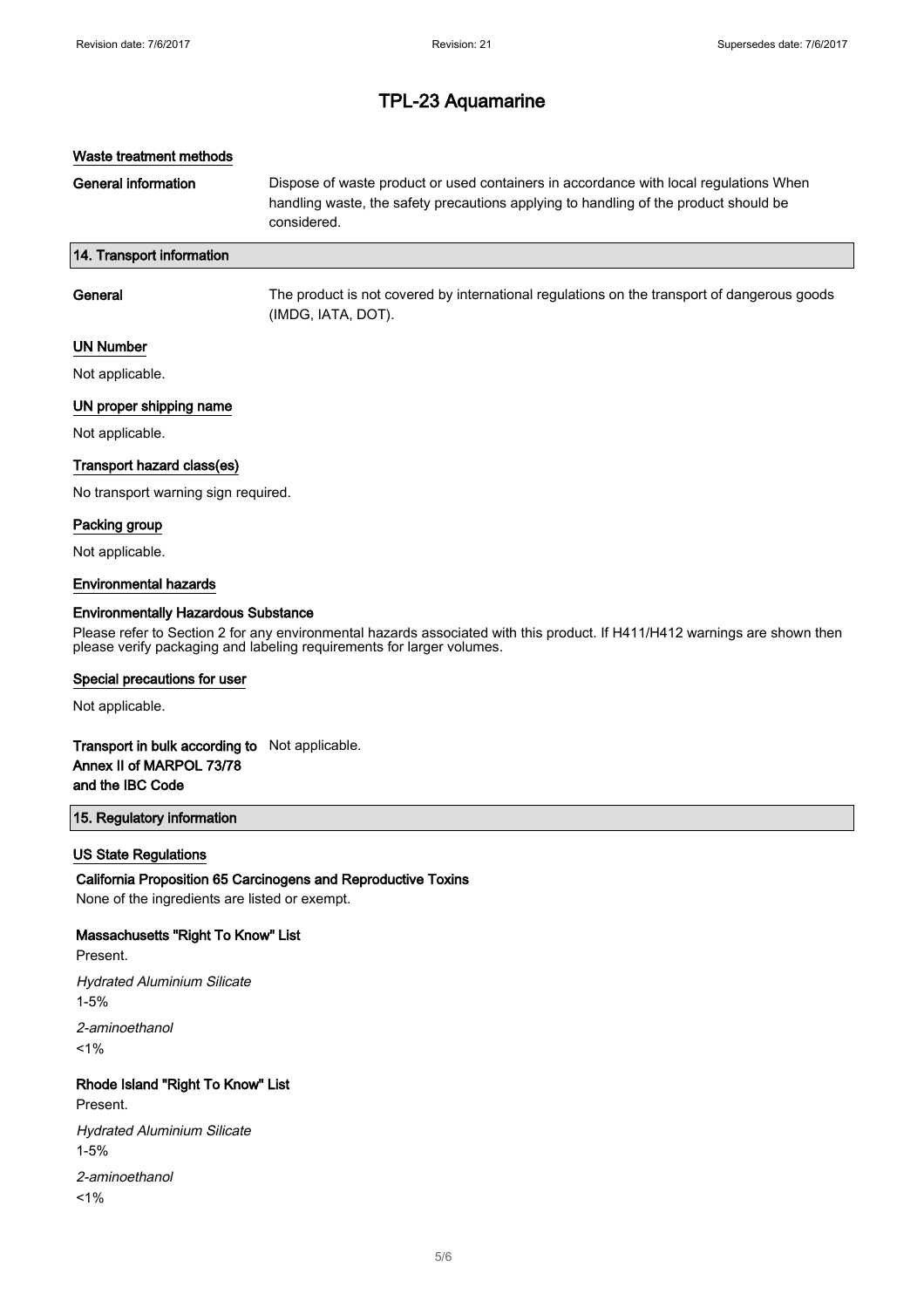### Waste treatment methods

**General information** Dispose of waste product or used containers in accordance with local regulations When handling waste, the safety precautions applying to handling of the product should be considered.

## 14. Transport information

**General** The product is not covered by international regulations on the transport of dangerous goods (IMDG, IATA, DOT).

### UN Number

Not applicable.

### UN proper shipping name

Not applicable.

### Transport hazard class(es)

No transport warning sign required.

### Packing group

Not applicable.

### Environmental hazards

**Environmentally Hazardous Substance**

Please refer to Section 2 for any environmental hazards associated with this product. If H411/H412 warnings are shown then please verify packaging and labeling requirements for larger volumes.

### Special precautions for user

Not applicable.

**Transport in bulk according to Annex II of MARPOL 73/78 and the IBC Code** Not applicable.

## 15. Regulatory information

### US State Regulations

**California Proposition 65 Carcinogens and Reproductive Toxins**

None of the ingredients are listed or exempt.

**Massachusetts "Right To Know" List**

Present.

*Hydrated Aluminium Silicate*

1-5%

*2-aminoethanol*

<1%

**Rhode Island "Right To Know" List**

Present.

*Hydrated Aluminium Silicate*

1-5%

*2-aminoethanol*

<1%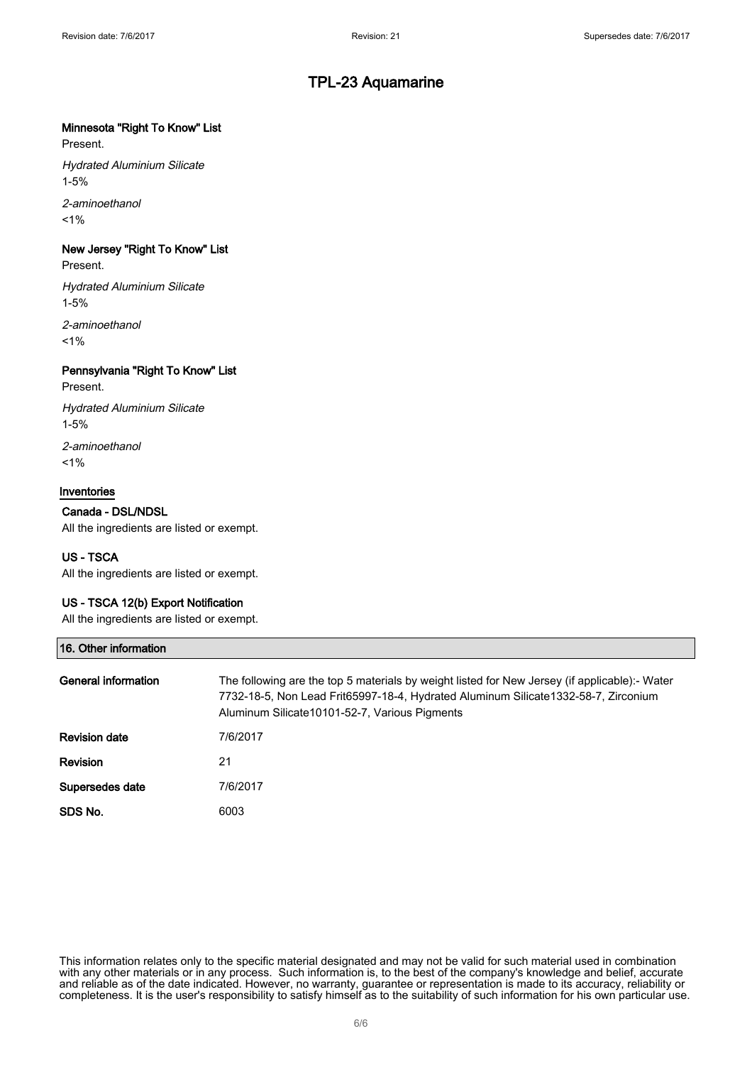# TPL-23 Aquamarine

**Minnesota "Right To Know" List**

Present.

*Hydrated Aluminium Silicate*

1-5%

*2-aminoethanol*

<1%

**New Jersey "Right To Know" List**

Present.

*Hydrated Aluminium Silicate*

1-5%

*2-aminoethanol*

<1%

**Pennsylvania "Right To Know" List**

Present.

*Hydrated Aluminium Silicate*

1-5%

*2-aminoethanol*

<1%

**Inventories**

**Canada - DSL/NDSL**

All the ingredients are listed or exempt.

**US - TSCA**

All the ingredients are listed or exempt.

**US - TSCA 12(b) Export Notification**

All the ingredients are listed or exempt.

## 16. Other information

| | |
|---|---|
| **General information** | The following are the top 5 materials by weight listed for New Jersey (if applicable):- Water 7732-18-5, Non Lead Frit65997-18-4, Hydrated Aluminum Silicate1332-58-7, Zirconium Aluminum Silicate10101-52-7, Various Pigments |
| **Revision date** | 7/6/2017 |
| **Revision** | 21 |
| **Supersedes date** | 7/6/2017 |
| **SDS No.** | 6003 |

This information relates only to the specific material designated and may not be valid for such material used in combination with any other materials or in any process. Such information is, to the best of the company's knowledge and belief, accurate and reliable as of the date indicated. However, no warranty, guarantee or representation is made to its accuracy, reliability or completeness. It is the user's responsibility to satisfy himself as to the suitability of such information for his own particular use.